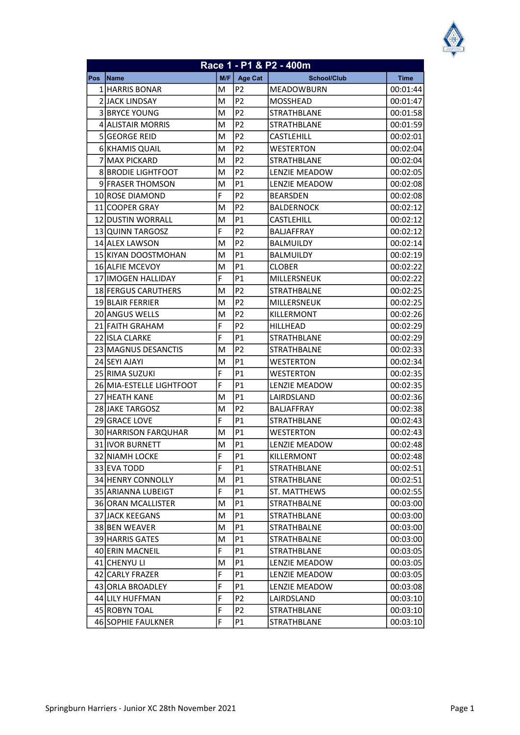| Race 1 - P1 & P2 - 400m | | | | | |
|---|---|---|---|---|---|
| Pos | Name | M/F | Age Cat | School/Club | Time |
| 1 | HARRIS BONAR | M | P2 | MEADOWBURN | 00:01:44 |
| 2 | JACK LINDSAY | M | P2 | MOSSHEAD | 00:01:47 |
| 3 | BRYCE YOUNG | M | P2 | STRATHBLANE | 00:01:58 |
| 4 | ALISTAIR MORRIS | M | P2 | STRATHBLANE | 00:01:59 |
| 5 | GEORGE REID | M | P2 | CASTLEHILL | 00:02:01 |
| 6 | KHAMIS QUAIL | M | P2 | WESTERTON | 00:02:04 |
| 7 | MAX PICKARD | M | P2 | STRATHBLANE | 00:02:04 |
| 8 | BRODIE LIGHTFOOT | M | P2 | LENZIE MEADOW | 00:02:05 |
| 9 | FRASER THOMSON | M | P1 | LENZIE MEADOW | 00:02:08 |
| 10 | ROSE DIAMOND | F | P2 | BEARSDEN | 00:02:08 |
| 11 | COOPER GRAY | M | P2 | BALDERNOCK | 00:02:12 |
| 12 | DUSTIN WORRALL | M | P1 | CASTLEHILL | 00:02:12 |
| 13 | QUINN TARGOSZ | F | P2 | BALJAFFRAY | 00:02:12 |
| 14 | ALEX LAWSON | M | P2 | BALMUILDY | 00:02:14 |
| 15 | KIYAN DOOSTMOHAN | M | P1 | BALMUILDY | 00:02:19 |
| 16 | ALFIE MCEVOY | M | P1 | CLOBER | 00:02:22 |
| 17 | IMOGEN HALLIDAY | F | P1 | MILLERSNEUK | 00:02:22 |
| 18 | FERGUS CARUTHERS | M | P2 | STRATHBALNE | 00:02:25 |
| 19 | BLAIR FERRIER | M | P2 | MILLERSNEUK | 00:02:25 |
| 20 | ANGUS WELLS | M | P2 | KILLERMONT | 00:02:26 |
| 21 | FAITH GRAHAM | F | P2 | HILLHEAD | 00:02:29 |
| 22 | ISLA CLARKE | F | P1 | STRATHBLANE | 00:02:29 |
| 23 | MAGNUS DESANCTIS | M | P2 | STRATHBALNE | 00:02:33 |
| 24 | SEYI AJAYI | M | P1 | WESTERTON | 00:02:34 |
| 25 | RIMA SUZUKI | F | P1 | WESTERTON | 00:02:35 |
| 26 | MIA-ESTELLE LIGHTFOOT | F | P1 | LENZIE MEADOW | 00:02:35 |
| 27 | HEATH KANE | M | P1 | LAIRDSLAND | 00:02:36 |
| 28 | JAKE TARGOSZ | M | P2 | BALJAFFRAY | 00:02:38 |
| 29 | GRACE LOVE | F | P1 | STRATHBLANE | 00:02:43 |
| 30 | HARRISON FARQUHAR | M | P1 | WESTERTON | 00:02:43 |
| 31 | IVOR BURNETT | M | P1 | LENZIE MEADOW | 00:02:48 |
| 32 | NIAMH LOCKE | F | P1 | KILLERMONT | 00:02:48 |
| 33 | EVA TODD | F | P1 | STRATHBLANE | 00:02:51 |
| 34 | HENRY CONNOLLY | M | P1 | STRATHBLANE | 00:02:51 |
| 35 | ARIANNA LUBEIGT | F | P1 | ST. MATTHEWS | 00:02:55 |
| 36 | ORAN MCALLISTER | M | P1 | STRATHBALNE | 00:03:00 |
| 37 | JACK KEEGANS | M | P1 | STRATHBLANE | 00:03:00 |
| 38 | BEN WEAVER | M | P1 | STRATHBALNE | 00:03:00 |
| 39 | HARRIS GATES | M | P1 | STRATHBALNE | 00:03:00 |
| 40 | ERIN MACNEIL | F | P1 | STRATHBLANE | 00:03:05 |
| 41 | CHENYU LI | M | P1 | LENZIE MEADOW | 00:03:05 |
| 42 | CARLY FRAZER | F | P1 | LENZIE MEADOW | 00:03:05 |
| 43 | ORLA BROADLEY | F | P1 | LENZIE MEADOW | 00:03:08 |
| 44 | LILY HUFFMAN | F | P2 | LAIRDSLAND | 00:03:10 |
| 45 | ROBYN TOAL | F | P2 | STRATHBLANE | 00:03:10 |
| 46 | SOPHIE FAULKNER | F | P1 | STRATHBLANE | 00:03:10 |

Springburn Harriers - Junior XC 28th November 2021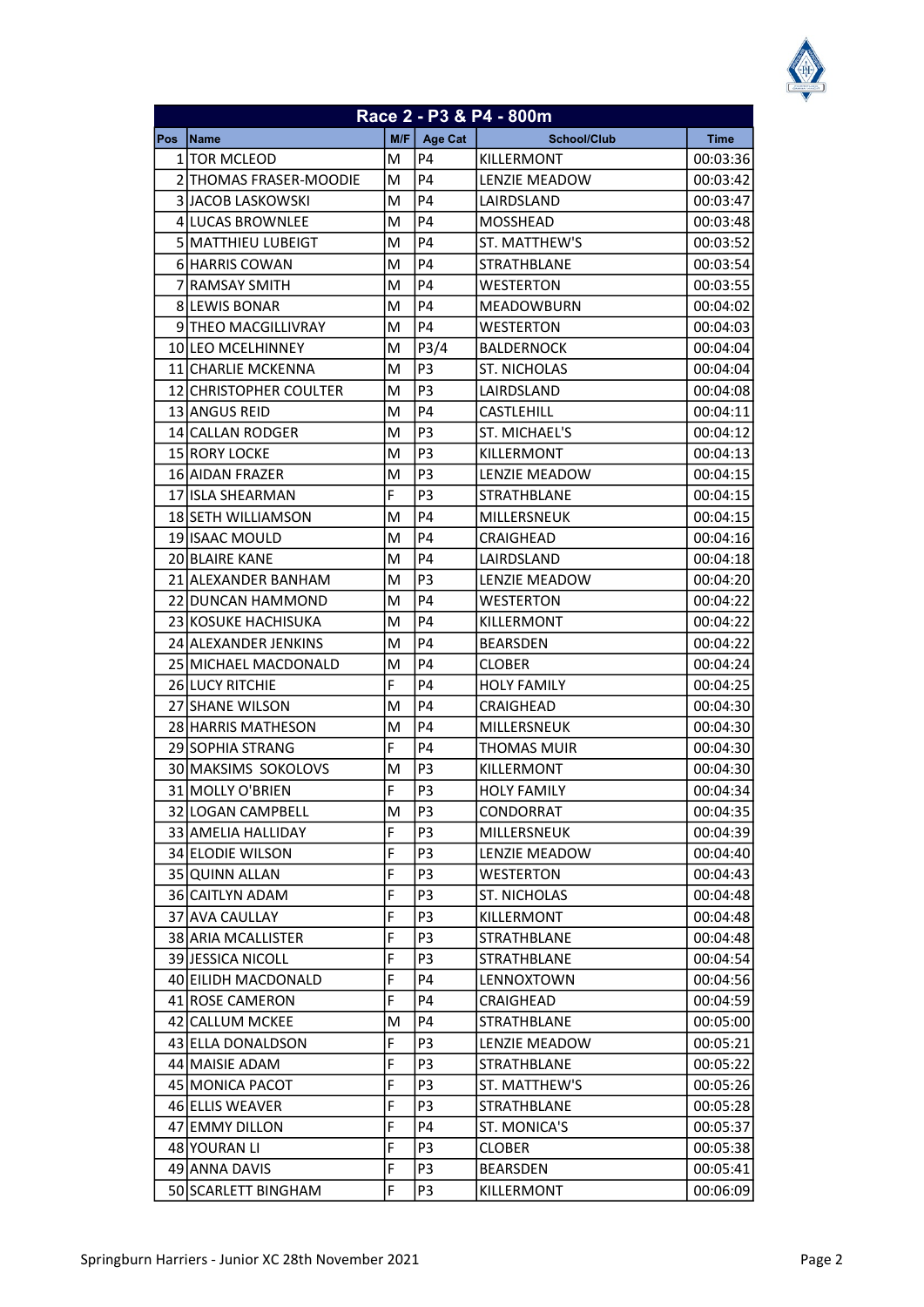## Race 2 - P3 & P4 - 800m

| Pos | Name | M/F | Age Cat | School/Club | Time |
|---|---|---|---|---|---|
| 1 | TOR MCLEOD | M | P4 | KILLERMONT | 00:03:36 |
| 2 | THOMAS FRASER-MOODIE | M | P4 | LENZIE MEADOW | 00:03:42 |
| 3 | JACOB LASKOWSKI | M | P4 | LAIRDSLAND | 00:03:47 |
| 4 | LUCAS BROWNLEE | M | P4 | MOSSHEAD | 00:03:48 |
| 5 | MATTHIEU LUBEIGT | M | P4 | ST. MATTHEW'S | 00:03:52 |
| 6 | HARRIS COWAN | M | P4 | STRATHBLANE | 00:03:54 |
| 7 | RAMSAY SMITH | M | P4 | WESTERTON | 00:03:55 |
| 8 | LEWIS BONAR | M | P4 | MEADOWBURN | 00:04:02 |
| 9 | THEO MACGILLIVRAY | M | P4 | WESTERTON | 00:04:03 |
| 10 | LEO MCELHINNEY | M | P3/4 | BALDERNOCK | 00:04:04 |
| 11 | CHARLIE MCKENNA | M | P3 | ST. NICHOLAS | 00:04:04 |
| 12 | CHRISTOPHER COULTER | M | P3 | LAIRDSLAND | 00:04:08 |
| 13 | ANGUS REID | M | P4 | CASTLEHILL | 00:04:11 |
| 14 | CALLAN RODGER | M | P3 | ST. MICHAEL'S | 00:04:12 |
| 15 | RORY LOCKE | M | P3 | KILLERMONT | 00:04:13 |
| 16 | AIDAN FRAZER | M | P3 | LENZIE MEADOW | 00:04:15 |
| 17 | ISLA SHEARMAN | F | P3 | STRATHBLANE | 00:04:15 |
| 18 | SETH WILLIAMSON | M | P4 | MILLERSNEUK | 00:04:15 |
| 19 | ISAAC MOULD | M | P4 | CRAIGHEAD | 00:04:16 |
| 20 | BLAIRE KANE | M | P4 | LAIRDSLAND | 00:04:18 |
| 21 | ALEXANDER BANHAM | M | P3 | LENZIE MEADOW | 00:04:20 |
| 22 | DUNCAN HAMMOND | M | P4 | WESTERTON | 00:04:22 |
| 23 | KOSUKE HACHISUKA | M | P4 | KILLERMONT | 00:04:22 |
| 24 | ALEXANDER JENKINS | M | P4 | BEARSDEN | 00:04:22 |
| 25 | MICHAEL MACDONALD | M | P4 | CLOBER | 00:04:24 |
| 26 | LUCY RITCHIE | F | P4 | HOLY FAMILY | 00:04:25 |
| 27 | SHANE WILSON | M | P4 | CRAIGHEAD | 00:04:30 |
| 28 | HARRIS MATHESON | M | P4 | MILLERSNEUK | 00:04:30 |
| 29 | SOPHIA STRANG | F | P4 | THOMAS MUIR | 00:04:30 |
| 30 | MAKSIMS SOKOLOVS | M | P3 | KILLERMONT | 00:04:30 |
| 31 | MOLLY O'BRIEN | F | P3 | HOLY FAMILY | 00:04:34 |
| 32 | LOGAN CAMPBELL | M | P3 | CONDORRAT | 00:04:35 |
| 33 | AMELIA HALLIDAY | F | P3 | MILLERSNEUK | 00:04:39 |
| 34 | ELODIE WILSON | F | P3 | LENZIE MEADOW | 00:04:40 |
| 35 | QUINN ALLAN | F | P3 | WESTERTON | 00:04:43 |
| 36 | CAITLYN ADAM | F | P3 | ST. NICHOLAS | 00:04:48 |
| 37 | AVA CAULLAY | F | P3 | KILLERMONT | 00:04:48 |
| 38 | ARIA MCALLISTER | F | P3 | STRATHBLANE | 00:04:48 |
| 39 | JESSICA NICOLL | F | P3 | STRATHBLANE | 00:04:54 |
| 40 | EILIDH MACDONALD | F | P4 | LENNOXTOWN | 00:04:56 |
| 41 | ROSE CAMERON | F | P4 | CRAIGHEAD | 00:04:59 |
| 42 | CALLUM MCKEE | M | P4 | STRATHBLANE | 00:05:00 |
| 43 | ELLA DONALDSON | F | P3 | LENZIE MEADOW | 00:05:21 |
| 44 | MAISIE ADAM | F | P3 | STRATHBLANE | 00:05:22 |
| 45 | MONICA PACOT | F | P3 | ST. MATTHEW'S | 00:05:26 |
| 46 | ELLIS WEAVER | F | P3 | STRATHBLANE | 00:05:28 |
| 47 | EMMY DILLON | F | P4 | ST. MONICA'S | 00:05:37 |
| 48 | YOURAN LI | F | P3 | CLOBER | 00:05:38 |
| 49 | ANNA DAVIS | F | P3 | BEARSDEN | 00:05:41 |
| 50 | SCARLETT BINGHAM | F | P3 | KILLERMONT | 00:06:09 |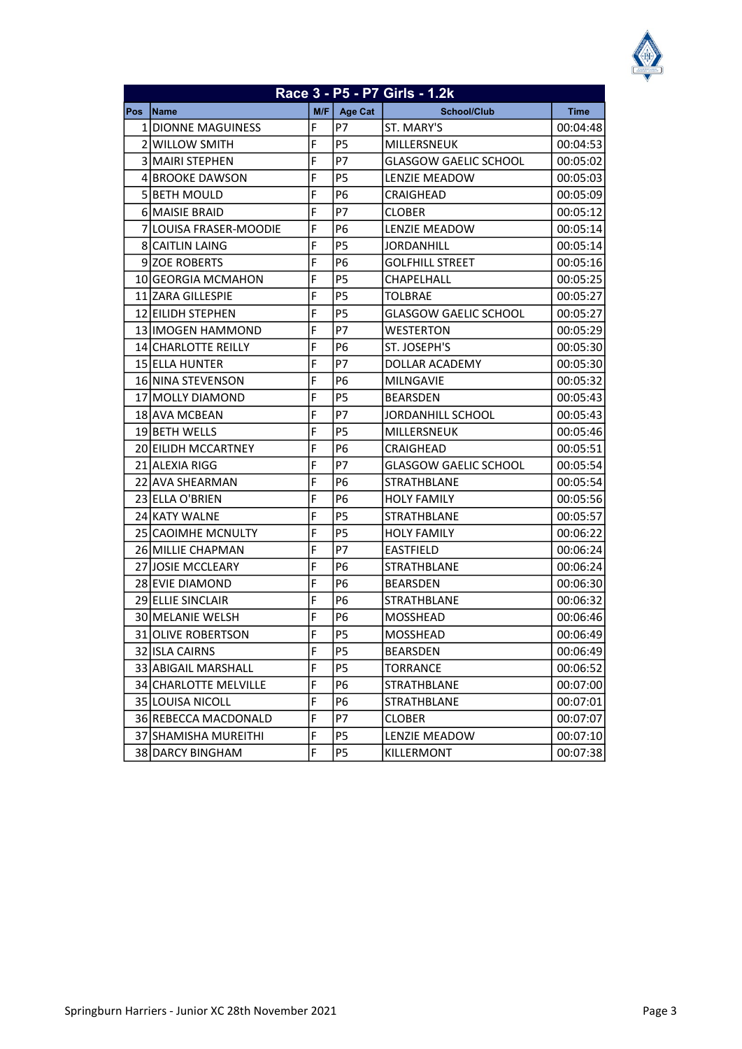## Race 3 - P5 - P7 Girls - 1.2k

| Pos | Name | M/F | Age Cat | School/Club | Time |
|---|---|---|---|---|---|
| 1 | DIONNE MAGUINESS | F | P7 | ST. MARY'S | 00:04:48 |
| 2 | WILLOW SMITH | F | P5 | MILLERSNEUK | 00:04:53 |
| 3 | MAIRI STEPHEN | F | P7 | GLASGOW GAELIC SCHOOL | 00:05:02 |
| 4 | BROOKE DAWSON | F | P5 | LENZIE MEADOW | 00:05:03 |
| 5 | BETH MOULD | F | P6 | CRAIGHEAD | 00:05:09 |
| 6 | MAISIE BRAID | F | P7 | CLOBER | 00:05:12 |
| 7 | LOUISA FRASER-MOODIE | F | P6 | LENZIE MEADOW | 00:05:14 |
| 8 | CAITLIN LAING | F | P5 | JORDANHILL | 00:05:14 |
| 9 | ZOE ROBERTS | F | P6 | GOLFHILL STREET | 00:05:16 |
| 10 | GEORGIA MCMAHON | F | P5 | CHAPELHALL | 00:05:25 |
| 11 | ZARA GILLESPIE | F | P5 | TOLBRAE | 00:05:27 |
| 12 | EILIDH STEPHEN | F | P5 | GLASGOW GAELIC SCHOOL | 00:05:27 |
| 13 | IMOGEN HAMMOND | F | P7 | WESTERTON | 00:05:29 |
| 14 | CHARLOTTE REILLY | F | P6 | ST. JOSEPH'S | 00:05:30 |
| 15 | ELLA HUNTER | F | P7 | DOLLAR ACADEMY | 00:05:30 |
| 16 | NINA STEVENSON | F | P6 | MILNGAVIE | 00:05:32 |
| 17 | MOLLY DIAMOND | F | P5 | BEARSDEN | 00:05:43 |
| 18 | AVA MCBEAN | F | P7 | JORDANHILL SCHOOL | 00:05:43 |
| 19 | BETH WELLS | F | P5 | MILLERSNEUK | 00:05:46 |
| 20 | EILIDH MCCARTNEY | F | P6 | CRAIGHEAD | 00:05:51 |
| 21 | ALEXIA RIGG | F | P7 | GLASGOW GAELIC SCHOOL | 00:05:54 |
| 22 | AVA SHEARMAN | F | P6 | STRATHBLANE | 00:05:54 |
| 23 | ELLA O'BRIEN | F | P6 | HOLY FAMILY | 00:05:56 |
| 24 | KATY WALNE | F | P5 | STRATHBLANE | 00:05:57 |
| 25 | CAOIMHE MCNULTY | F | P5 | HOLY FAMILY | 00:06:22 |
| 26 | MILLIE CHAPMAN | F | P7 | EASTFIELD | 00:06:24 |
| 27 | JOSIE MCCLEARY | F | P6 | STRATHBLANE | 00:06:24 |
| 28 | EVIE DIAMOND | F | P6 | BEARSDEN | 00:06:30 |
| 29 | ELLIE SINCLAIR | F | P6 | STRATHBLANE | 00:06:32 |
| 30 | MELANIE WELSH | F | P6 | MOSSHEAD | 00:06:46 |
| 31 | OLIVE ROBERTSON | F | P5 | MOSSHEAD | 00:06:49 |
| 32 | ISLA CAIRNS | F | P5 | BEARSDEN | 00:06:49 |
| 33 | ABIGAIL MARSHALL | F | P5 | TORRANCE | 00:06:52 |
| 34 | CHARLOTTE MELVILLE | F | P6 | STRATHBLANE | 00:07:00 |
| 35 | LOUISA NICOLL | F | P6 | STRATHBLANE | 00:07:01 |
| 36 | REBECCA MACDONALD | F | P7 | CLOBER | 00:07:07 |
| 37 | SHAMISHA MUREITHI | F | P5 | LENZIE MEADOW | 00:07:10 |
| 38 | DARCY BINGHAM | F | P5 | KILLERMONT | 00:07:38 |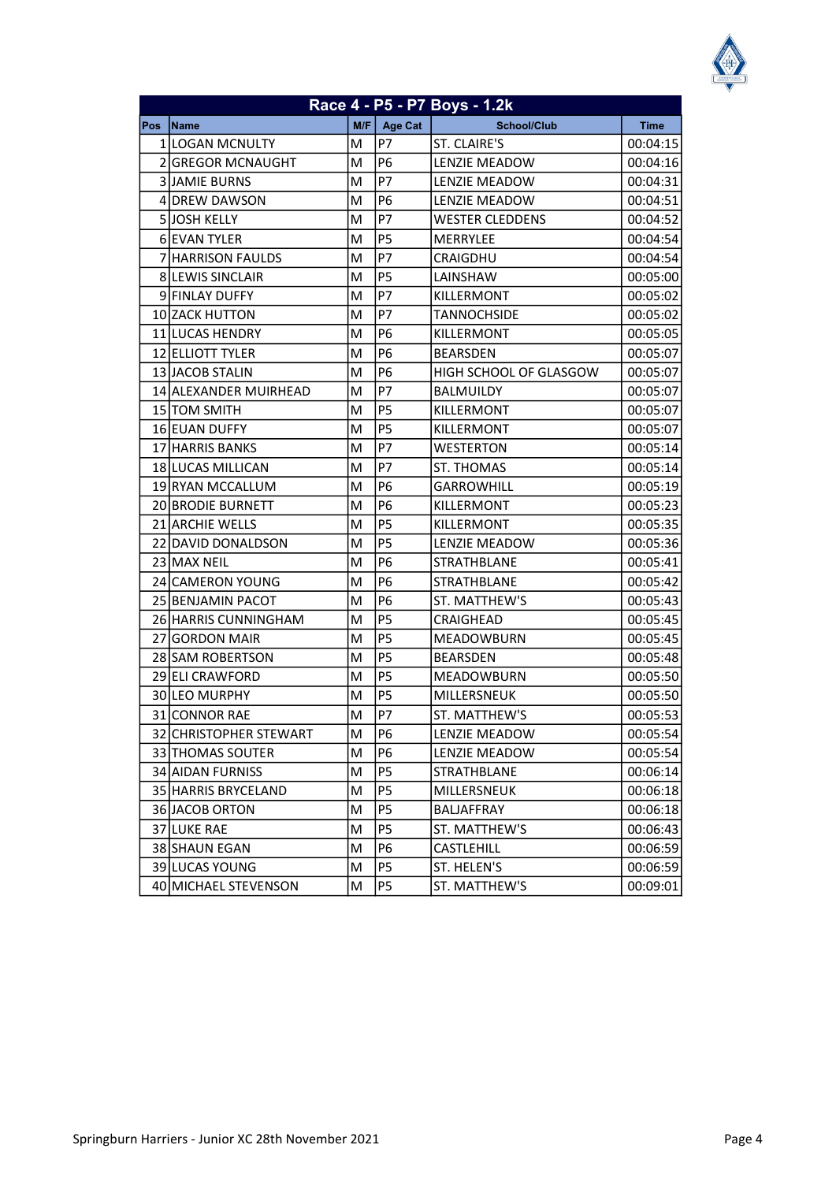## Race 4 - P5 - P7 Boys - 1.2k

| Pos | Name | M/F | Age Cat | School/Club | Time |
|---|---|---|---|---|---|
| 1 | LOGAN MCNULTY | M | P7 | ST. CLAIRE'S | 00:04:15 |
| 2 | GREGOR MCNAUGHT | M | P6 | LENZIE MEADOW | 00:04:16 |
| 3 | JAMIE BURNS | M | P7 | LENZIE MEADOW | 00:04:31 |
| 4 | DREW DAWSON | M | P6 | LENZIE MEADOW | 00:04:51 |
| 5 | JOSH KELLY | M | P7 | WESTER CLEDDENS | 00:04:52 |
| 6 | EVAN TYLER | M | P5 | MERRYLEE | 00:04:54 |
| 7 | HARRISON FAULDS | M | P7 | CRAIGDHU | 00:04:54 |
| 8 | LEWIS SINCLAIR | M | P5 | LAINSHAW | 00:05:00 |
| 9 | FINLAY DUFFY | M | P7 | KILLERMONT | 00:05:02 |
| 10 | ZACK HUTTON | M | P7 | TANNOCHSIDE | 00:05:02 |
| 11 | LUCAS HENDRY | M | P6 | KILLERMONT | 00:05:05 |
| 12 | ELLIOTT TYLER | M | P6 | BEARSDEN | 00:05:07 |
| 13 | JACOB STALIN | M | P6 | HIGH SCHOOL OF GLASGOW | 00:05:07 |
| 14 | ALEXANDER MUIRHEAD | M | P7 | BALMUILDY | 00:05:07 |
| 15 | TOM SMITH | M | P5 | KILLERMONT | 00:05:07 |
| 16 | EUAN DUFFY | M | P5 | KILLERMONT | 00:05:07 |
| 17 | HARRIS BANKS | M | P7 | WESTERTON | 00:05:14 |
| 18 | LUCAS MILLICAN | M | P7 | ST. THOMAS | 00:05:14 |
| 19 | RYAN MCCALLUM | M | P6 | GARROWHILL | 00:05:19 |
| 20 | BRODIE BURNETT | M | P6 | KILLERMONT | 00:05:23 |
| 21 | ARCHIE WELLS | M | P5 | KILLERMONT | 00:05:35 |
| 22 | DAVID DONALDSON | M | P5 | LENZIE MEADOW | 00:05:36 |
| 23 | MAX NEIL | M | P6 | STRATHBLANE | 00:05:41 |
| 24 | CAMERON YOUNG | M | P6 | STRATHBLANE | 00:05:42 |
| 25 | BENJAMIN PACOT | M | P6 | ST. MATTHEW'S | 00:05:43 |
| 26 | HARRIS CUNNINGHAM | M | P5 | CRAIGHEAD | 00:05:45 |
| 27 | GORDON MAIR | M | P5 | MEADOWBURN | 00:05:45 |
| 28 | SAM ROBERTSON | M | P5 | BEARSDEN | 00:05:48 |
| 29 | ELI CRAWFORD | M | P5 | MEADOWBURN | 00:05:50 |
| 30 | LEO MURPHY | M | P5 | MILLERSNEUK | 00:05:50 |
| 31 | CONNOR RAE | M | P7 | ST. MATTHEW'S | 00:05:53 |
| 32 | CHRISTOPHER STEWART | M | P6 | LENZIE MEADOW | 00:05:54 |
| 33 | THOMAS SOUTER | M | P6 | LENZIE MEADOW | 00:05:54 |
| 34 | AIDAN FURNISS | M | P5 | STRATHBLANE | 00:06:14 |
| 35 | HARRIS BRYCELAND | M | P5 | MILLERSNEUK | 00:06:18 |
| 36 | JACOB ORTON | M | P5 | BALJAFFRAY | 00:06:18 |
| 37 | LUKE RAE | M | P5 | ST. MATTHEW'S | 00:06:43 |
| 38 | SHAUN EGAN | M | P6 | CASTLEHILL | 00:06:59 |
| 39 | LUCAS YOUNG | M | P5 | ST. HELEN'S | 00:06:59 |
| 40 | MICHAEL STEVENSON | M | P5 | ST. MATTHEW'S | 00:09:01 |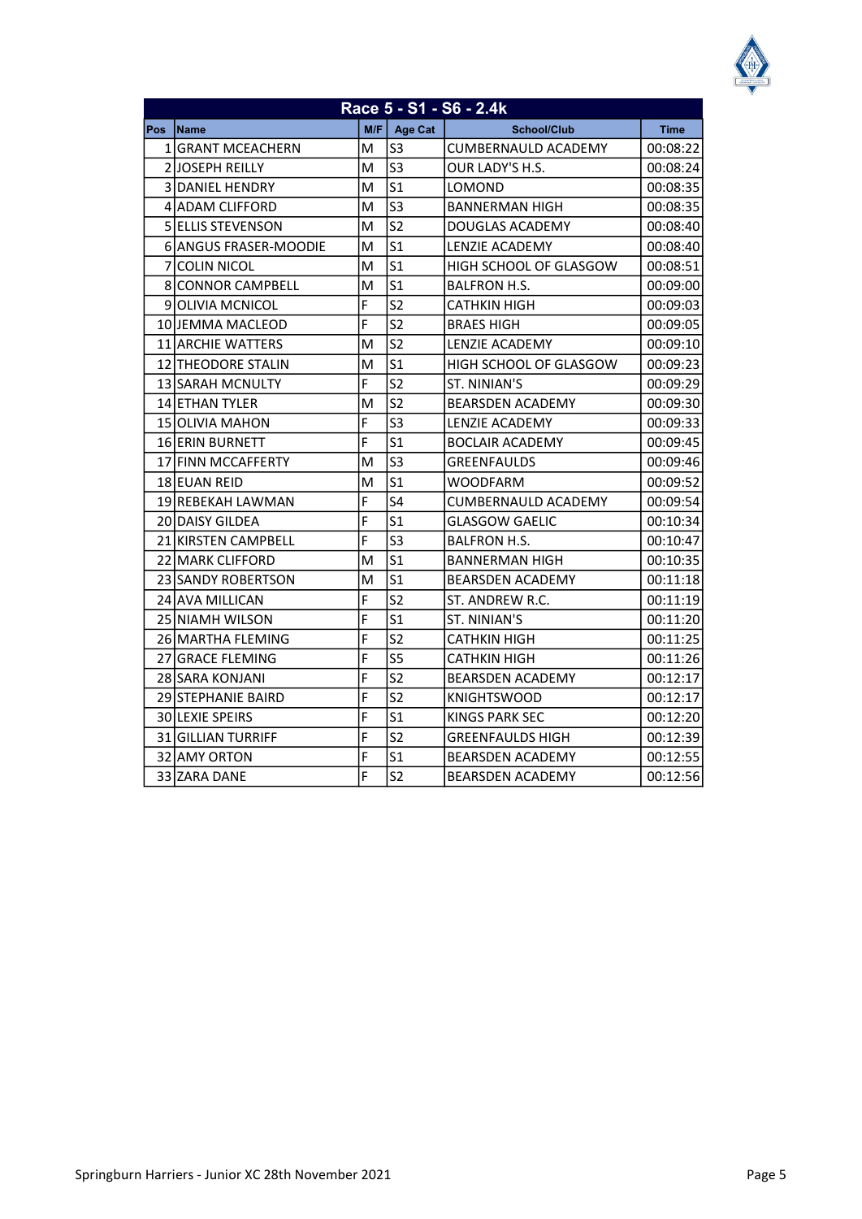| Race 5 - S1 - S6 - 2.4k | | | | | |
|---|---|---|---|---|---|
| Pos | Name | M/F | Age Cat | School/Club | Time |
| 1 | GRANT MCEACHERN | M | S3 | CUMBERNAULD ACADEMY | 00:08:22 |
| 2 | JOSEPH REILLY | M | S3 | OUR LADY'S H.S. | 00:08:24 |
| 3 | DANIEL HENDRY | M | S1 | LOMOND | 00:08:35 |
| 4 | ADAM CLIFFORD | M | S3 | BANNERMAN HIGH | 00:08:35 |
| 5 | ELLIS STEVENSON | M | S2 | DOUGLAS ACADEMY | 00:08:40 |
| 6 | ANGUS FRASER-MOODIE | M | S1 | LENZIE ACADEMY | 00:08:40 |
| 7 | COLIN NICOL | M | S1 | HIGH SCHOOL OF GLASGOW | 00:08:51 |
| 8 | CONNOR CAMPBELL | M | S1 | BALFRON H.S. | 00:09:00 |
| 9 | OLIVIA MCNICOL | F | S2 | CATHKIN HIGH | 00:09:03 |
| 10 | JEMMA MACLEOD | F | S2 | BRAES HIGH | 00:09:05 |
| 11 | ARCHIE WATTERS | M | S2 | LENZIE ACADEMY | 00:09:10 |
| 12 | THEODORE STALIN | M | S1 | HIGH SCHOOL OF GLASGOW | 00:09:23 |
| 13 | SARAH MCNULTY | F | S2 | ST. NINIAN'S | 00:09:29 |
| 14 | ETHAN TYLER | M | S2 | BEARSDEN ACADEMY | 00:09:30 |
| 15 | OLIVIA MAHON | F | S3 | LENZIE ACADEMY | 00:09:33 |
| 16 | ERIN BURNETT | F | S1 | BOCLAIR ACADEMY | 00:09:45 |
| 17 | FINN MCCAFFERTY | M | S3 | GREENFAULDS | 00:09:46 |
| 18 | EUAN REID | M | S1 | WOODFARM | 00:09:52 |
| 19 | REBEKAH LAWMAN | F | S4 | CUMBERNAULD ACADEMY | 00:09:54 |
| 20 | DAISY GILDEA | F | S1 | GLASGOW GAELIC | 00:10:34 |
| 21 | KIRSTEN CAMPBELL | F | S3 | BALFRON H.S. | 00:10:47 |
| 22 | MARK CLIFFORD | M | S1 | BANNERMAN HIGH | 00:10:35 |
| 23 | SANDY ROBERTSON | M | S1 | BEARSDEN ACADEMY | 00:11:18 |
| 24 | AVA MILLICAN | F | S2 | ST. ANDREW R.C. | 00:11:19 |
| 25 | NIAMH WILSON | F | S1 | ST. NINIAN'S | 00:11:20 |
| 26 | MARTHA FLEMING | F | S2 | CATHKIN HIGH | 00:11:25 |
| 27 | GRACE FLEMING | F | S5 | CATHKIN HIGH | 00:11:26 |
| 28 | SARA KONJANI | F | S2 | BEARSDEN ACADEMY | 00:12:17 |
| 29 | STEPHANIE BAIRD | F | S2 | KNIGHTSWOOD | 00:12:17 |
| 30 | LEXIE SPEIRS | F | S1 | KINGS PARK SEC | 00:12:20 |
| 31 | GILLIAN TURRIFF | F | S2 | GREENFAULDS HIGH | 00:12:39 |
| 32 | AMY ORTON | F | S1 | BEARSDEN ACADEMY | 00:12:55 |
| 33 | ZARA DANE | F | S2 | BEARSDEN ACADEMY | 00:12:56 |